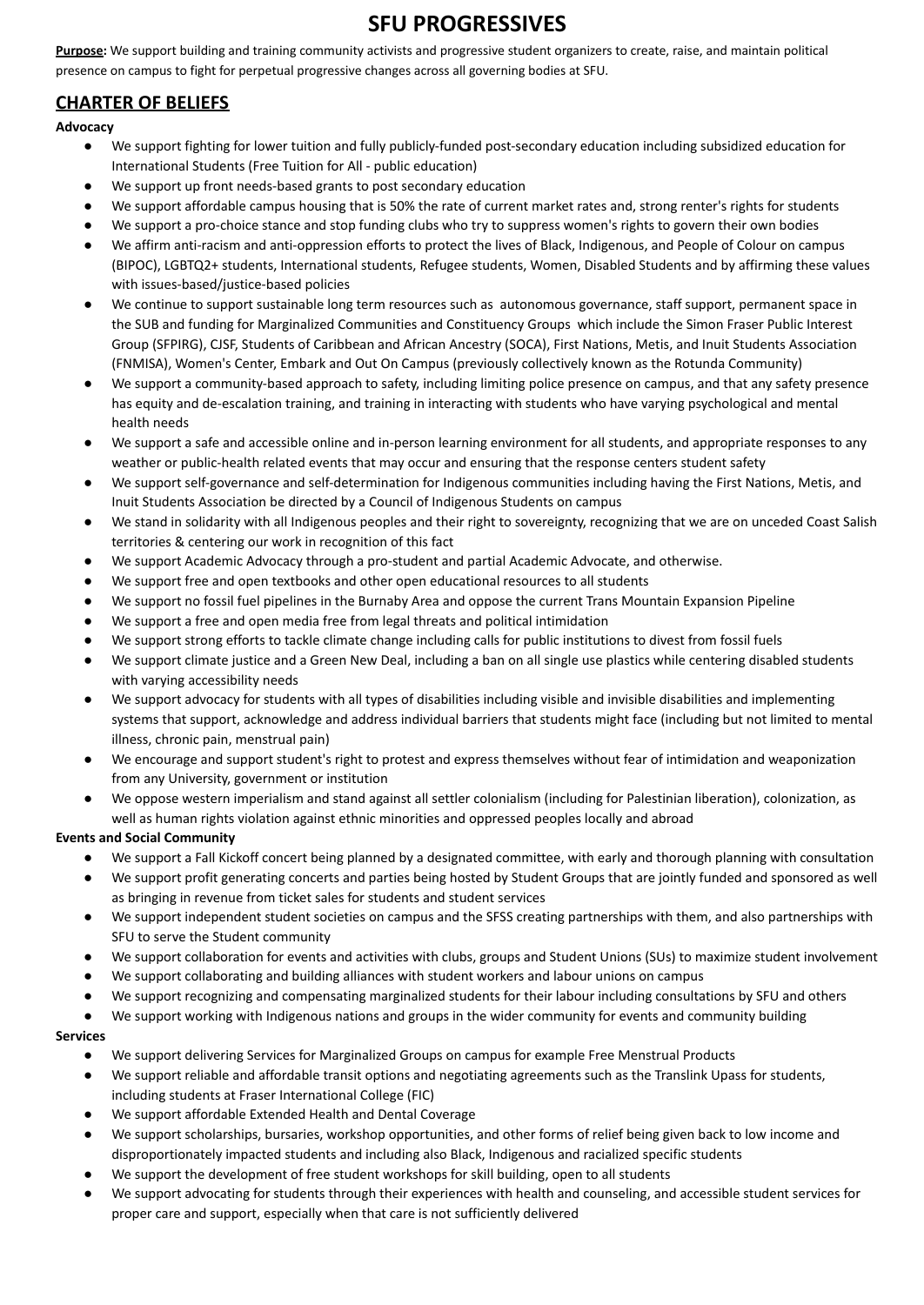# SFU PROGRESSIVES

**Purpose:** We support building and training community activists and progressive student organizers to create, raise, and maintain political presence on campus to fight for perpetual progressive changes across all governing bodies at SFU.

## CHARTER OF BELIEFS

**Advocacy**

- We support fighting for lower tuition and fully publicly-funded post-secondary education including subsidized education for International Students (Free Tuition for All - public education)
- We support up front needs-based grants to post secondary education
- We support affordable campus housing that is 50% the rate of current market rates and, strong renter's rights for students
- We support a pro-choice stance and stop funding clubs who try to suppress women's rights to govern their own bodies
- We affirm anti-racism and anti-oppression efforts to protect the lives of Black, Indigenous, and People of Colour on campus (BIPOC), LGBTQ2+ students, International students, Refugee students, Women, Disabled Students and by affirming these values with issues-based/justice-based policies
- We continue to support sustainable long term resources such as autonomous governance, staff support, permanent space in the SUB and funding for Marginalized Communities and Constituency Groups which include the Simon Fraser Public Interest Group (SFPIRG), CJSF, Students of Caribbean and African Ancestry (SOCA), First Nations, Metis, and Inuit Students Association (FNMISA), Women's Center, Embark and Out On Campus (previously collectively known as the Rotunda Community)
- We support a community-based approach to safety, including limiting police presence on campus, and that any safety presence has equity and de-escalation training, and training in interacting with students who have varying psychological and mental health needs
- We support a safe and accessible online and in-person learning environment for all students, and appropriate responses to any weather or public-health related events that may occur and ensuring that the response centers student safety
- We support self-governance and self-determination for Indigenous communities including having the First Nations, Metis, and Inuit Students Association be directed by a Council of Indigenous Students on campus
- We stand in solidarity with all Indigenous peoples and their right to sovereignty, recognizing that we are on unceded Coast Salish territories & centering our work in recognition of this fact
- We support Academic Advocacy through a pro-student and partial Academic Advocate, and otherwise.
- We support free and open textbooks and other open educational resources to all students
- We support no fossil fuel pipelines in the Burnaby Area and oppose the current Trans Mountain Expansion Pipeline
- We support a free and open media free from legal threats and political intimidation
- We support strong efforts to tackle climate change including calls for public institutions to divest from fossil fuels
- We support climate justice and a Green New Deal, including a ban on all single use plastics while centering disabled students with varying accessibility needs
- We support advocacy for students with all types of disabilities including visible and invisible disabilities and implementing systems that support, acknowledge and address individual barriers that students might face (including but not limited to mental illness, chronic pain, menstrual pain)
- We encourage and support student's right to protest and express themselves without fear of intimidation and weaponization from any University, government or institution
- We oppose western imperialism and stand against all settler colonialism (including for Palestinian liberation), colonization, as well as human rights violation against ethnic minorities and oppressed peoples locally and abroad

**Events and Social Community**

- We support a Fall Kickoff concert being planned by a designated committee, with early and thorough planning with consultation
- We support profit generating concerts and parties being hosted by Student Groups that are jointly funded and sponsored as well as bringing in revenue from ticket sales for students and student services
- We support independent student societies on campus and the SFSS creating partnerships with them, and also partnerships with SFU to serve the Student community
- We support collaboration for events and activities with clubs, groups and Student Unions (SUs) to maximize student involvement
- We support collaborating and building alliances with student workers and labour unions on campus
- We support recognizing and compensating marginalized students for their labour including consultations by SFU and others
- We support working with Indigenous nations and groups in the wider community for events and community building

**Services**

- We support delivering Services for Marginalized Groups on campus for example Free Menstrual Products
- We support reliable and affordable transit options and negotiating agreements such as the Translink Upass for students, including students at Fraser International College (FIC)
- We support affordable Extended Health and Dental Coverage
- We support scholarships, bursaries, workshop opportunities, and other forms of relief being given back to low income and disproportionately impacted students and including also Black, Indigenous and racialized specific students
- We support the development of free student workshops for skill building, open to all students
- We support advocating for students through their experiences with health and counseling, and accessible student services for proper care and support, especially when that care is not sufficiently delivered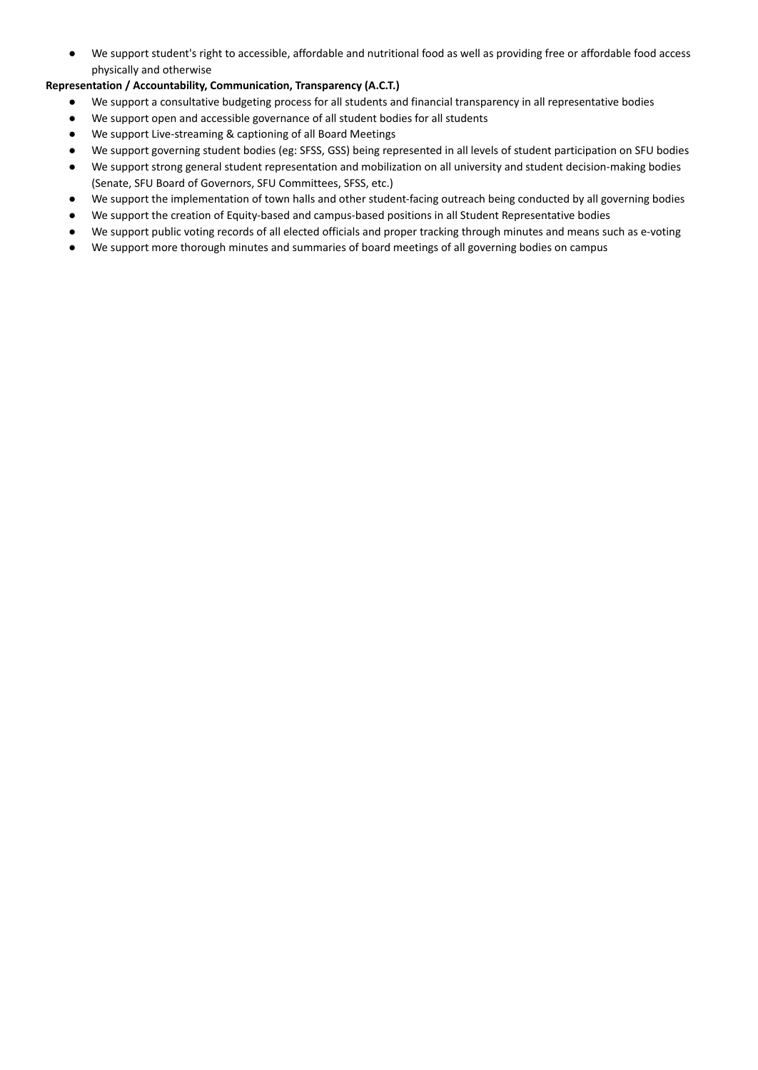- We support student's right to accessible, affordable and nutritional food as well as providing free or affordable food access physically and otherwise

**Representation / Accountability, Communication, Transparency (A.C.T.)**

- We support a consultative budgeting process for all students and financial transparency in all representative bodies
- We support open and accessible governance of all student bodies for all students
- We support Live-streaming & captioning of all Board Meetings
- We support governing student bodies (eg: SFSS, GSS) being represented in all levels of student participation on SFU bodies
- We support strong general student representation and mobilization on all university and student decision-making bodies (Senate, SFU Board of Governors, SFU Committees, SFSS, etc.)
- We support the implementation of town halls and other student-facing outreach being conducted by all governing bodies
- We support the creation of Equity-based and campus-based positions in all Student Representative bodies
- We support public voting records of all elected officials and proper tracking through minutes and means such as e-voting
- We support more thorough minutes and summaries of board meetings of all governing bodies on campus